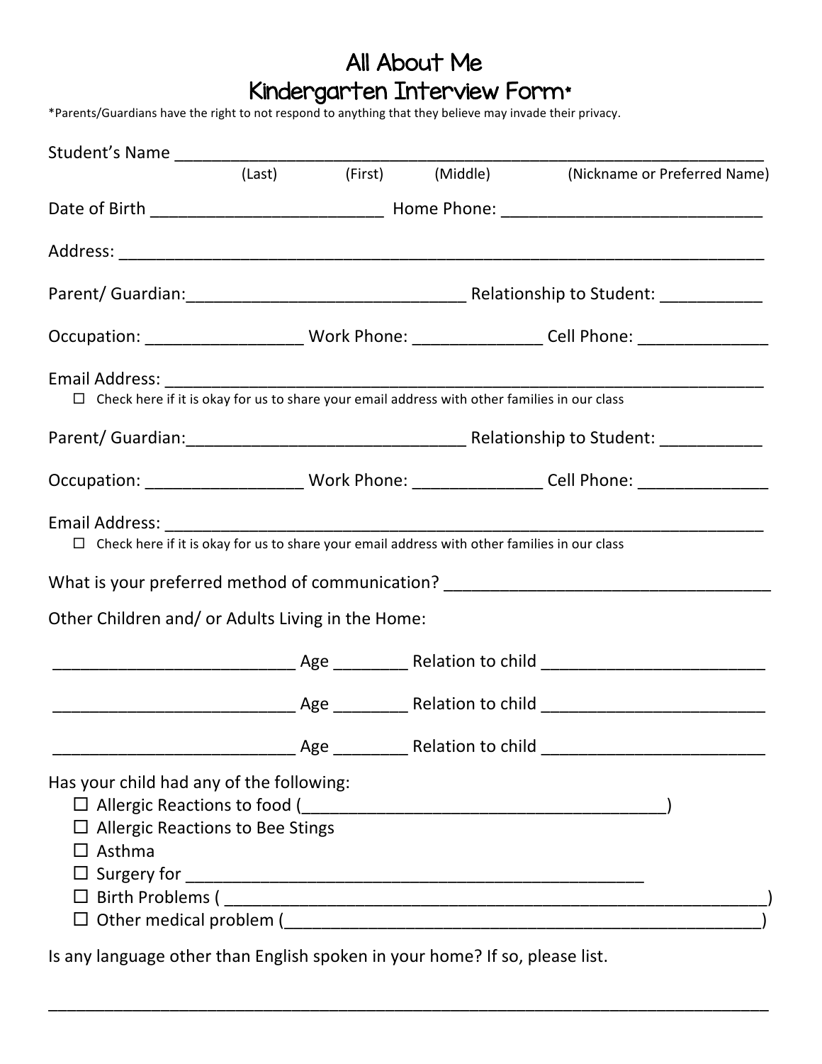# All About Me
# Kindergarten Interview Form*

*Parents/Guardians have the right to not respond to anything that they believe may invade their privacy.

Student's Name ___________________________________________________________________
(Last) (First) (Middle) (Nickname or Preferred Name)

Date of Birth _________________________ Home Phone: ____________________________

Address: _________________________________________________________________________

Parent/ Guardian:______________________________ Relationship to Student: ___________

Occupation: _________________ Work Phone: ______________ Cell Phone: ______________

Email Address: ___________________________________________________________________

☐ Check here if it is okay for us to share your email address with other families in our class

Parent/ Guardian:______________________________ Relationship to Student: ___________

Occupation: _________________ Work Phone: ______________ Cell Phone: ______________

Email Address: ___________________________________________________________________

☐ Check here if it is okay for us to share your email address with other families in our class

What is your preferred method of communication? ___________________________________

Other Children and/ or Adults Living in the Home:

__________________________ Age ________ Relation to child ________________________

__________________________ Age ________ Relation to child ________________________

__________________________ Age ________ Relation to child ________________________

Has your child had any of the following:

- ☐ Allergic Reactions to food (________________________________________)
- ☐ Allergic Reactions to Bee Stings
- ☐ Asthma
- ☐ Surgery for ________________________________________________
- ☐ Birth Problems ( __________________________________________________________)
- ☐ Other medical problem (____________________________________________________)

Is any language other than English spoken in your home? If so, please list.

_________________________________________________________________________________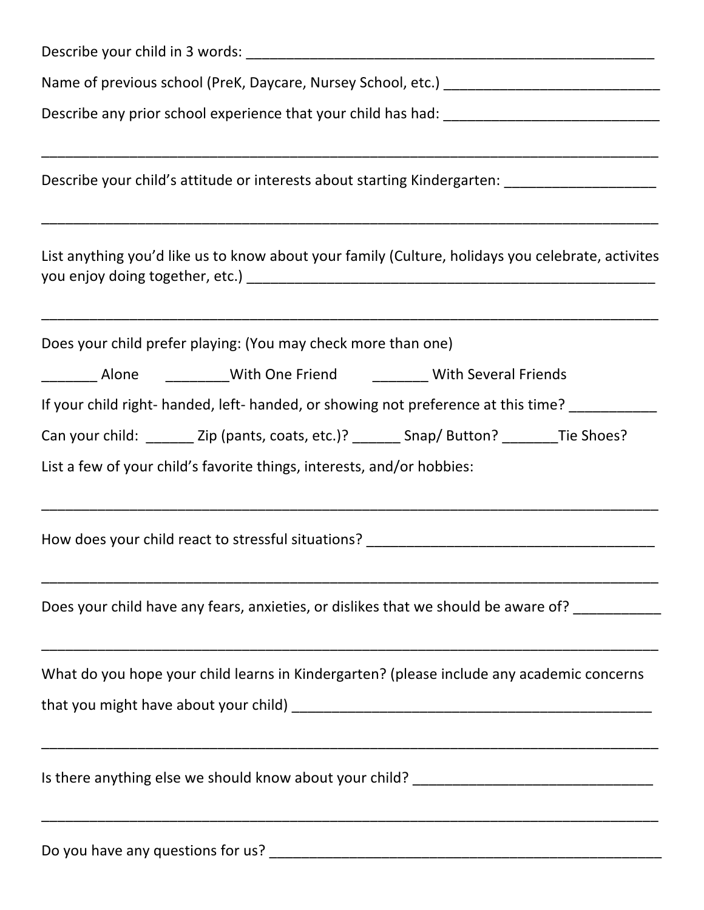Describe your child in 3 words: ______________________________________________________

Name of previous school (PreK, Daycare, Nursey School, etc.) ____________________________

Describe any prior school experience that your child has had: ____________________________

_____________________________________________________________________________

Describe your child's attitude or interests about starting Kindergarten: ___________________

_____________________________________________________________________________

List anything you'd like us to know about your family (Culture, holidays you celebrate, activites you enjoy doing together, etc.) ______________________________________________________

_____________________________________________________________________________

Does your child prefer playing: (You may check more than one)

_______ Alone ________With One Friend _______ With Several Friends

If your child right- handed, left- handed, or showing not preference at this time? ___________

Can your child: ______ Zip (pants, coats, etc.)? ______ Snap/ Button? _______Tie Shoes?

List a few of your child's favorite things, interests, and/or hobbies:

_____________________________________________________________________________

How does your child react to stressful situations? ______________________________________

_____________________________________________________________________________

Does your child have any fears, anxieties, or dislikes that we should be aware of? ___________

_____________________________________________________________________________

What do you hope your child learns in Kindergarten? (please include any academic concerns that you might have about your child) _________________________________________________

_____________________________________________________________________________

Is there anything else we should know about your child? _______________________________

_____________________________________________________________________________

Do you have any questions for us? ______________________________________________________